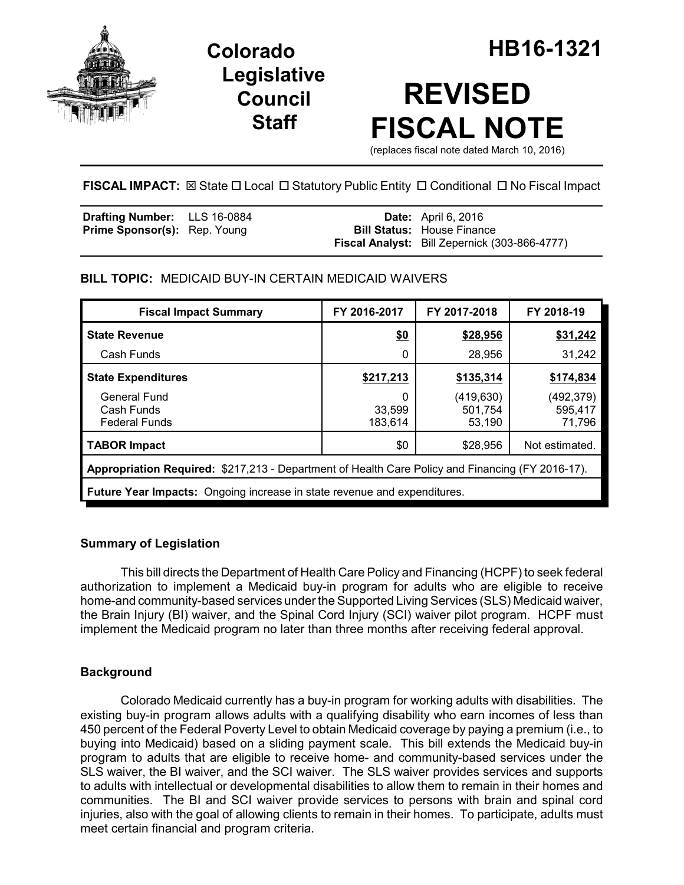# Colorado Legislative Council Staff

# HB16-1321

# REVISED FISCAL NOTE

(replaces fiscal note dated March 10, 2016)

**FISCAL IMPACT:** ☒ State ☐ Local ☐ Statutory Public Entity ☐ Conditional ☐ No Fiscal Impact

| | | | |
|---|---|---|---|
| **Drafting Number:** | LLS 16-0884 | **Date:** | April 6, 2016 |
| **Prime Sponsor(s):** | Rep. Young | **Bill Status:** | House Finance |
| | | **Fiscal Analyst:** | Bill Zepernick (303-866-4777) |

**BILL TOPIC:** MEDICAID BUY-IN CERTAIN MEDICAID WAIVERS

| Fiscal Impact Summary | FY 2016-2017 | FY 2017-2018 | FY 2018-19 |
|---|---|---|---|
| **State Revenue** | **$0** | **$28,956** | **$31,242** |
| Cash Funds | 0 | 28,956 | 31,242 |
| **State Expenditures** | **$217,213** | **$135,314** | **$174,834** |
| General Fund | 0 | (419,630) | (492,379) |
| Cash Funds | 33,599 | 501,754 | 595,417 |
| Federal Funds | 183,614 | 53,190 | 71,796 |
| **TABOR Impact** | $0 | $28,956 | Not estimated. |
| **Appropriation Required:** $217,213 - Department of Health Care Policy and Financing (FY 2016-17). | | | |
| **Future Year Impacts:** Ongoing increase in state revenue and expenditures. | | | |

## Summary of Legislation

This bill directs the Department of Health Care Policy and Financing (HCPF) to seek federal authorization to implement a Medicaid buy-in program for adults who are eligible to receive home-and community-based services under the Supported Living Services (SLS) Medicaid waiver, the Brain Injury (BI) waiver, and the Spinal Cord Injury (SCI) waiver pilot program. HCPF must implement the Medicaid program no later than three months after receiving federal approval.

## Background

Colorado Medicaid currently has a buy-in program for working adults with disabilities. The existing buy-in program allows adults with a qualifying disability who earn incomes of less than 450 percent of the Federal Poverty Level to obtain Medicaid coverage by paying a premium (i.e., to buying into Medicaid) based on a sliding payment scale. This bill extends the Medicaid buy-in program to adults that are eligible to receive home- and community-based services under the SLS waiver, the BI waiver, and the SCI waiver. The SLS waiver provides services and supports to adults with intellectual or developmental disabilities to allow them to remain in their homes and communities. The BI and SCI waiver provide services to persons with brain and spinal cord injuries, also with the goal of allowing clients to remain in their homes. To participate, adults must meet certain financial and program criteria.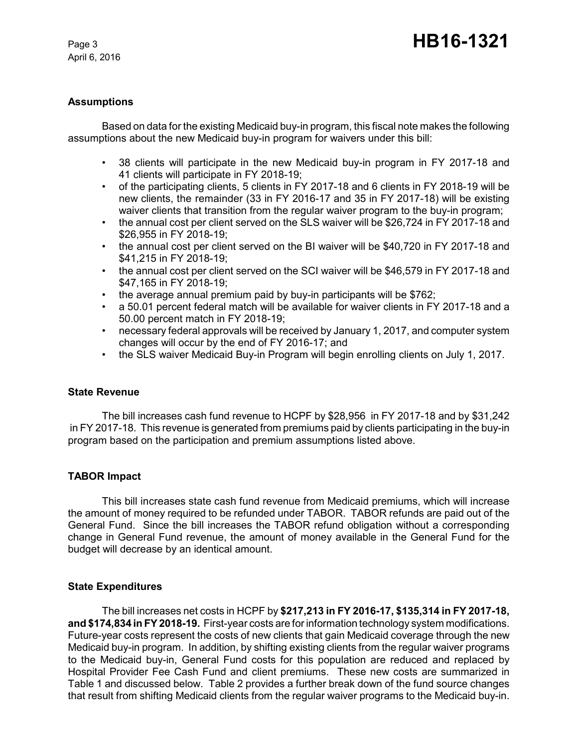## Assumptions

Based on data for the existing Medicaid buy-in program, this fiscal note makes the following assumptions about the new Medicaid buy-in program for waivers under this bill:

- 38 clients will participate in the new Medicaid buy-in program in FY 2017-18 and 41 clients will participate in FY 2018-19;
- of the participating clients, 5 clients in FY 2017-18 and 6 clients in FY 2018-19 will be new clients, the remainder (33 in FY 2016-17 and 35 in FY 2017-18) will be existing waiver clients that transition from the regular waiver program to the buy-in program;
- the annual cost per client served on the SLS waiver will be $26,724 in FY 2017-18 and $26,955 in FY 2018-19;
- the annual cost per client served on the BI waiver will be $40,720 in FY 2017-18 and $41,215 in FY 2018-19;
- the annual cost per client served on the SCI waiver will be $46,579 in FY 2017-18 and $47,165 in FY 2018-19;
- the average annual premium paid by buy-in participants will be $762;
- a 50.01 percent federal match will be available for waiver clients in FY 2017-18 and a 50.00 percent match in FY 2018-19;
- necessary federal approvals will be received by January 1, 2017, and computer system changes will occur by the end of FY 2016-17; and
- the SLS waiver Medicaid Buy-in Program will begin enrolling clients on July 1, 2017.

## State Revenue

The bill increases cash fund revenue to HCPF by $28,956 in FY 2017-18 and by $31,242 in FY 2017-18. This revenue is generated from premiums paid by clients participating in the buy-in program based on the participation and premium assumptions listed above.

## TABOR Impact

This bill increases state cash fund revenue from Medicaid premiums, which will increase the amount of money required to be refunded under TABOR. TABOR refunds are paid out of the General Fund. Since the bill increases the TABOR refund obligation without a corresponding change in General Fund revenue, the amount of money available in the General Fund for the budget will decrease by an identical amount.

## State Expenditures

The bill increases net costs in HCPF by **$217,213 in FY 2016-17, $135,314 in FY 2017-18, and $174,834 in FY 2018-19.** First-year costs are for information technology system modifications. Future-year costs represent the costs of new clients that gain Medicaid coverage through the new Medicaid buy-in program. In addition, by shifting existing clients from the regular waiver programs to the Medicaid buy-in, General Fund costs for this population are reduced and replaced by Hospital Provider Fee Cash Fund and client premiums. These new costs are summarized in Table 1 and discussed below. Table 2 provides a further break down of the fund source changes that result from shifting Medicaid clients from the regular waiver programs to the Medicaid buy-in.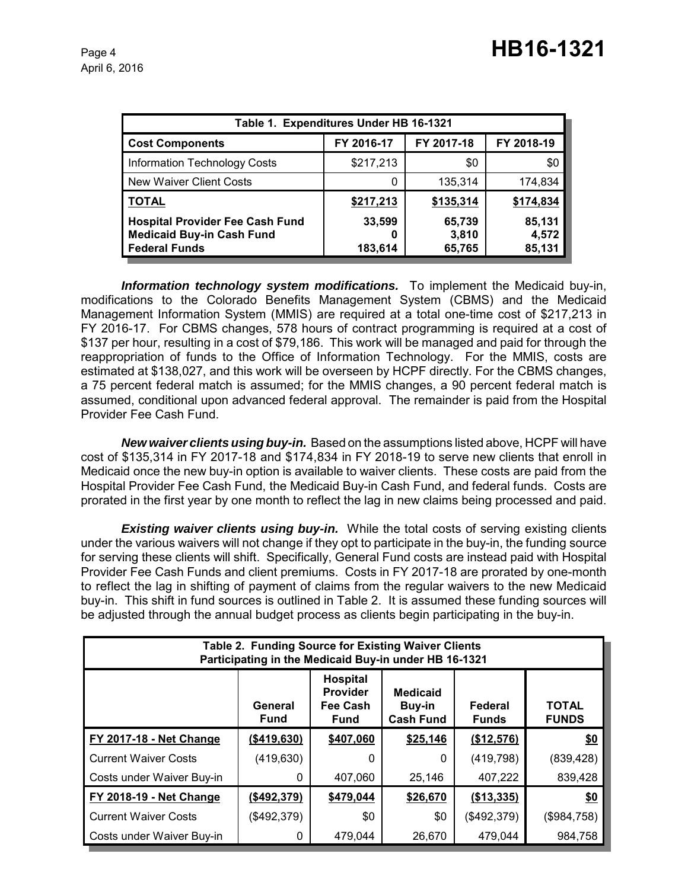| Table 1. Expenditures Under HB 16-1321 | | | |
|---|---|---|---|
| **Cost Components** | **FY 2016-17** | **FY 2017-18** | **FY 2018-19** |
| Information Technology Costs | $217,213 | $0 | $0 |
| New Waiver Client Costs | 0 | 135,314 | 174,834 |
| **TOTAL** | **$217,213** | **$135,314** | **$174,834** |
| **Hospital Provider Fee Cash Fund** | **33,599** | **65,739** | **85,131** |
| **Medicaid Buy-in Cash Fund** | **0** | **3,810** | **4,572** |
| **Federal Funds** | **183,614** | **65,765** | **85,131** |

***Information technology system modifications.*** To implement the Medicaid buy-in, modifications to the Colorado Benefits Management System (CBMS) and the Medicaid Management Information System (MMIS) are required at a total one-time cost of $217,213 in FY 2016-17. For CBMS changes, 578 hours of contract programming is required at a cost of $137 per hour, resulting in a cost of $79,186. This work will be managed and paid for through the reappropriation of funds to the Office of Information Technology. For the MMIS, costs are estimated at $138,027, and this work will be overseen by HCPF directly. For the CBMS changes, a 75 percent federal match is assumed; for the MMIS changes, a 90 percent federal match is assumed, conditional upon advanced federal approval. The remainder is paid from the Hospital Provider Fee Cash Fund.

***New waiver clients using buy-in.*** Based on the assumptions listed above, HCPF will have cost of $135,314 in FY 2017-18 and $174,834 in FY 2018-19 to serve new clients that enroll in Medicaid once the new buy-in option is available to waiver clients. These costs are paid from the Hospital Provider Fee Cash Fund, the Medicaid Buy-in Cash Fund, and federal funds. Costs are prorated in the first year by one month to reflect the lag in new claims being processed and paid.

***Existing waiver clients using buy-in.*** While the total costs of serving existing clients under the various waivers will not change if they opt to participate in the buy-in, the funding source for serving these clients will shift. Specifically, General Fund costs are instead paid with Hospital Provider Fee Cash Funds and client premiums. Costs in FY 2017-18 are prorated by one-month to reflect the lag in shifting of payment of claims from the regular waivers to the new Medicaid buy-in. This shift in fund sources is outlined in Table 2. It is assumed these funding sources will be adjusted through the annual budget process as clients begin participating in the buy-in.

| Table 2. Funding Source for Existing Waiver Clients Participating in the Medicaid Buy-in under HB 16-1321 | | | | | |
|---|---|---|---|---|---|
| | **General Fund** | **Hospital Provider Fee Cash Fund** | **Medicaid Buy-in Cash Fund** | **Federal Funds** | **TOTAL FUNDS** |
| **FY 2017-18 - Net Change** | **($419,630)** | **$407,060** | **$25,146** | **($12,576)** | **$0** |
| Current Waiver Costs | (419,630) | 0 | 0 | (419,798) | (839,428) |
| Costs under Waiver Buy-in | 0 | 407,060 | 25,146 | 407,222 | 839,428 |
| **FY 2018-19 - Net Change** | **($492,379)** | **$479,044** | **$26,670** | **($13,335)** | **$0** |
| Current Waiver Costs | ($492,379) | $0 | $0 | ($492,379) | ($984,758) |
| Costs under Waiver Buy-in | 0 | 479,044 | 26,670 | 479,044 | 984,758 |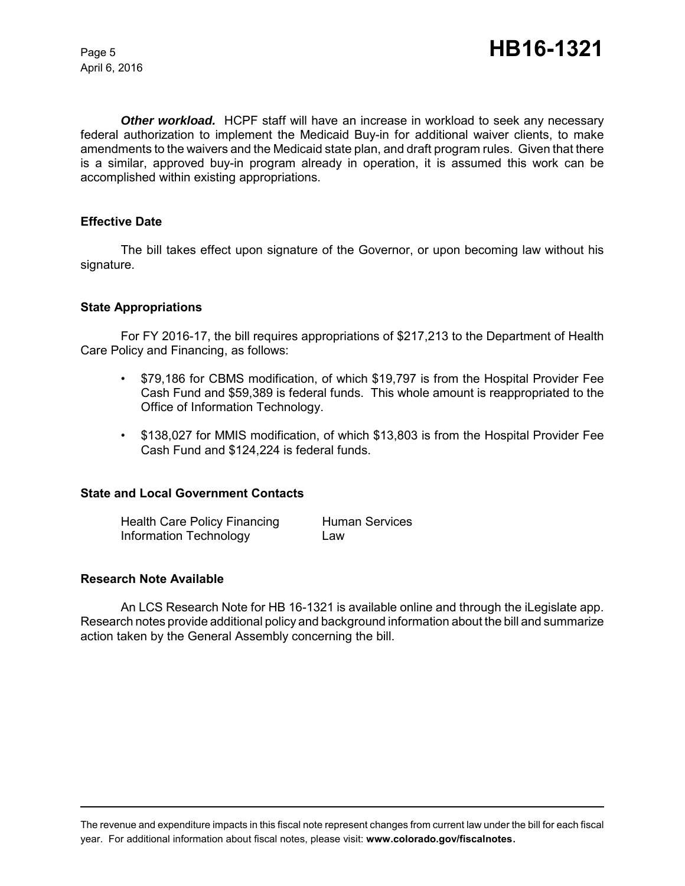***Other workload.*** HCPF staff will have an increase in workload to seek any necessary federal authorization to implement the Medicaid Buy-in for additional waiver clients, to make amendments to the waivers and the Medicaid state plan, and draft program rules. Given that there is a similar, approved buy-in program already in operation, it is assumed this work can be accomplished within existing appropriations.

### Effective Date

The bill takes effect upon signature of the Governor, or upon becoming law without his signature.

### State Appropriations

For FY 2016-17, the bill requires appropriations of $217,213 to the Department of Health Care Policy and Financing, as follows:

- $79,186 for CBMS modification, of which $19,797 is from the Hospital Provider Fee Cash Fund and $59,389 is federal funds. This whole amount is reappropriated to the Office of Information Technology.
- $138,027 for MMIS modification, of which $13,803 is from the Hospital Provider Fee Cash Fund and $124,224 is federal funds.

### State and Local Government Contacts

| | |
|---|---|
| Health Care Policy Financing | Human Services |
| Information Technology | Law |

### Research Note Available

An LCS Research Note for HB 16-1321 is available online and through the iLegislate app. Research notes provide additional policy and background information about the bill and summarize action taken by the General Assembly concerning the bill.

The revenue and expenditure impacts in this fiscal note represent changes from current law under the bill for each fiscal year. For additional information about fiscal notes, please visit: **www.colorado.gov/fiscalnotes.**